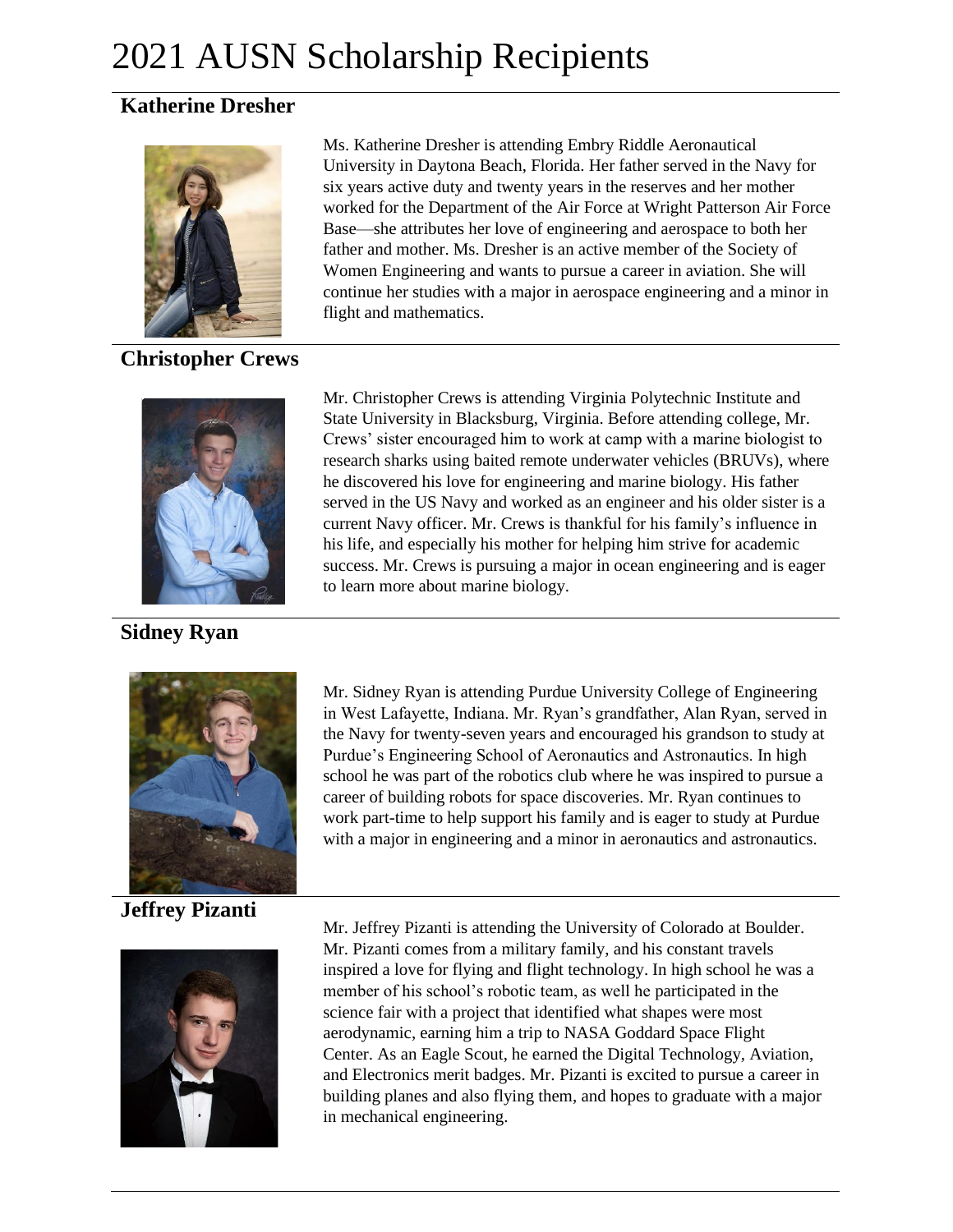# 2021 AUSN Scholarship Recipients

## Katherine Dresher

Ms. Katherine Dresher is attending Embry Riddle Aeronautical University in Daytona Beach, Florida. Her father served in the Navy for six years active duty and twenty years in the reserves and her mother worked for the Department of the Air Force at Wright Patterson Air Force Base—she attributes her love of engineering and aerospace to both her father and mother. Ms. Dresher is an active member of the Society of Women Engineering and wants to pursue a career in aviation. She will continue her studies with a major in aerospace engineering and a minor in flight and mathematics.

## Christopher Crews

Mr. Christopher Crews is attending Virginia Polytechnic Institute and State University in Blacksburg, Virginia. Before attending college, Mr. Crews' sister encouraged him to work at camp with a marine biologist to research sharks using baited remote underwater vehicles (BRUVs), where he discovered his love for engineering and marine biology. His father served in the US Navy and worked as an engineer and his older sister is a current Navy officer. Mr. Crews is thankful for his family's influence in his life, and especially his mother for helping him strive for academic success. Mr. Crews is pursuing a major in ocean engineering and is eager to learn more about marine biology.

## Sidney Ryan

Mr. Sidney Ryan is attending Purdue University College of Engineering in West Lafayette, Indiana. Mr. Ryan's grandfather, Alan Ryan, served in the Navy for twenty-seven years and encouraged his grandson to study at Purdue's Engineering School of Aeronautics and Astronautics. In high school he was part of the robotics club where he was inspired to pursue a career of building robots for space discoveries. Mr. Ryan continues to work part-time to help support his family and is eager to study at Purdue with a major in engineering and a minor in aeronautics and astronautics.

## Jeffrey Pizanti

Mr. Jeffrey Pizanti is attending the University of Colorado at Boulder. Mr. Pizanti comes from a military family, and his constant travels inspired a love for flying and flight technology. In high school he was a member of his school's robotic team, as well he participated in the science fair with a project that identified what shapes were most aerodynamic, earning him a trip to NASA Goddard Space Flight Center. As an Eagle Scout, he earned the Digital Technology, Aviation, and Electronics merit badges. Mr. Pizanti is excited to pursue a career in building planes and also flying them, and hopes to graduate with a major in mechanical engineering.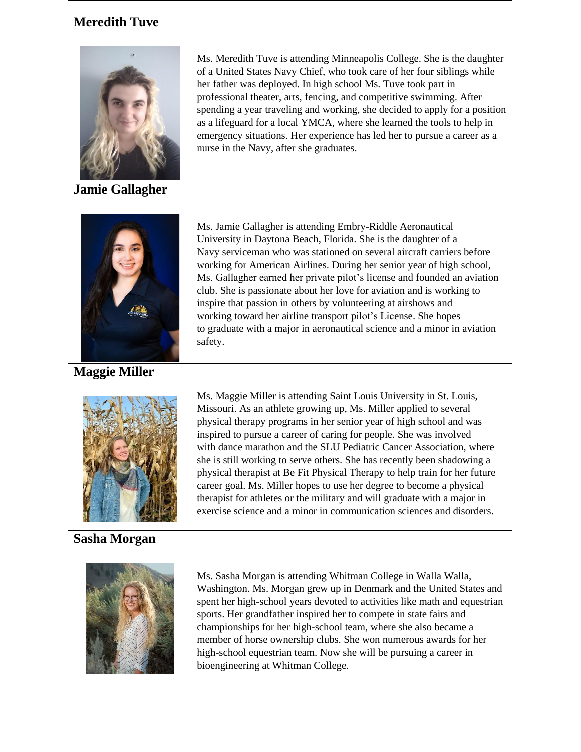## Meredith Tuve

Ms. Meredith Tuve is attending Minneapolis College. She is the daughter of a United States Navy Chief, who took care of her four siblings while her father was deployed. In high school Ms. Tuve took part in professional theater, arts, fencing, and competitive swimming. After spending a year traveling and working, she decided to apply for a position as a lifeguard for a local YMCA, where she learned the tools to help in emergency situations. Her experience has led her to pursue a career as a nurse in the Navy, after she graduates.

## Jamie Gallagher

Ms. Jamie Gallagher is attending Embry-Riddle Aeronautical University in Daytona Beach, Florida. She is the daughter of a Navy serviceman who was stationed on several aircraft carriers before working for American Airlines. During her senior year of high school, Ms. Gallagher earned her private pilot's license and founded an aviation club. She is passionate about her love for aviation and is working to inspire that passion in others by volunteering at airshows and working toward her airline transport pilot's License. She hopes to graduate with a major in aeronautical science and a minor in aviation safety.

## Maggie Miller

Ms. Maggie Miller is attending Saint Louis University in St. Louis, Missouri. As an athlete growing up, Ms. Miller applied to several physical therapy programs in her senior year of high school and was inspired to pursue a career of caring for people. She was involved with dance marathon and the SLU Pediatric Cancer Association, where she is still working to serve others. She has recently been shadowing a physical therapist at Be Fit Physical Therapy to help train for her future career goal. Ms. Miller hopes to use her degree to become a physical therapist for athletes or the military and will graduate with a major in exercise science and a minor in communication sciences and disorders.

## Sasha Morgan

Ms. Sasha Morgan is attending Whitman College in Walla Walla, Washington. Ms. Morgan grew up in Denmark and the United States and spent her high-school years devoted to activities like math and equestrian sports. Her grandfather inspired her to compete in state fairs and championships for her high-school team, where she also became a member of horse ownership clubs. She won numerous awards for her high-school equestrian team. Now she will be pursuing a career in bioengineering at Whitman College.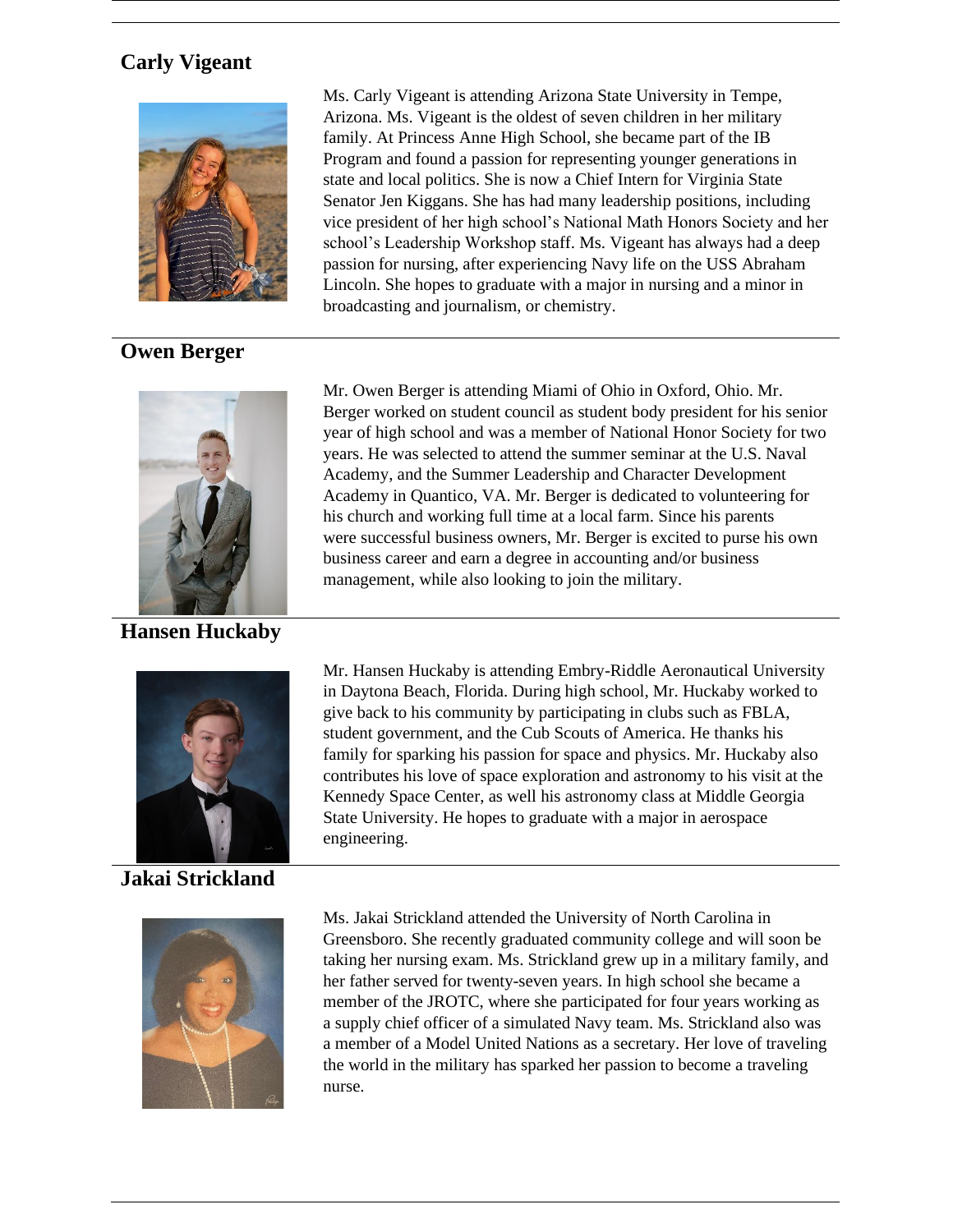## Carly Vigeant

Ms. Carly Vigeant is attending Arizona State University in Tempe, Arizona. Ms. Vigeant is the oldest of seven children in her military family. At Princess Anne High School, she became part of the IB Program and found a passion for representing younger generations in state and local politics. She is now a Chief Intern for Virginia State Senator Jen Kiggans. She has had many leadership positions, including vice president of her high school's National Math Honors Society and her school's Leadership Workshop staff. Ms. Vigeant has always had a deep passion for nursing, after experiencing Navy life on the USS Abraham Lincoln. She hopes to graduate with a major in nursing and a minor in broadcasting and journalism, or chemistry.

## Owen Berger

Mr. Owen Berger is attending Miami of Ohio in Oxford, Ohio. Mr. Berger worked on student council as student body president for his senior year of high school and was a member of National Honor Society for two years. He was selected to attend the summer seminar at the U.S. Naval Academy, and the Summer Leadership and Character Development Academy in Quantico, VA. Mr. Berger is dedicated to volunteering for his church and working full time at a local farm. Since his parents were successful business owners, Mr. Berger is excited to purse his own business career and earn a degree in accounting and/or business management, while also looking to join the military.

## Hansen Huckaby

Mr. Hansen Huckaby is attending Embry-Riddle Aeronautical University in Daytona Beach, Florida. During high school, Mr. Huckaby worked to give back to his community by participating in clubs such as FBLA, student government, and the Cub Scouts of America. He thanks his family for sparking his passion for space and physics. Mr. Huckaby also contributes his love of space exploration and astronomy to his visit at the Kennedy Space Center, as well his astronomy class at Middle Georgia State University. He hopes to graduate with a major in aerospace engineering.

## Jakai Strickland

Ms. Jakai Strickland attended the University of North Carolina in Greensboro. She recently graduated community college and will soon be taking her nursing exam. Ms. Strickland grew up in a military family, and her father served for twenty-seven years. In high school she became a member of the JROTC, where she participated for four years working as a supply chief officer of a simulated Navy team. Ms. Strickland also was a member of a Model United Nations as a secretary. Her love of traveling the world in the military has sparked her passion to become a traveling nurse.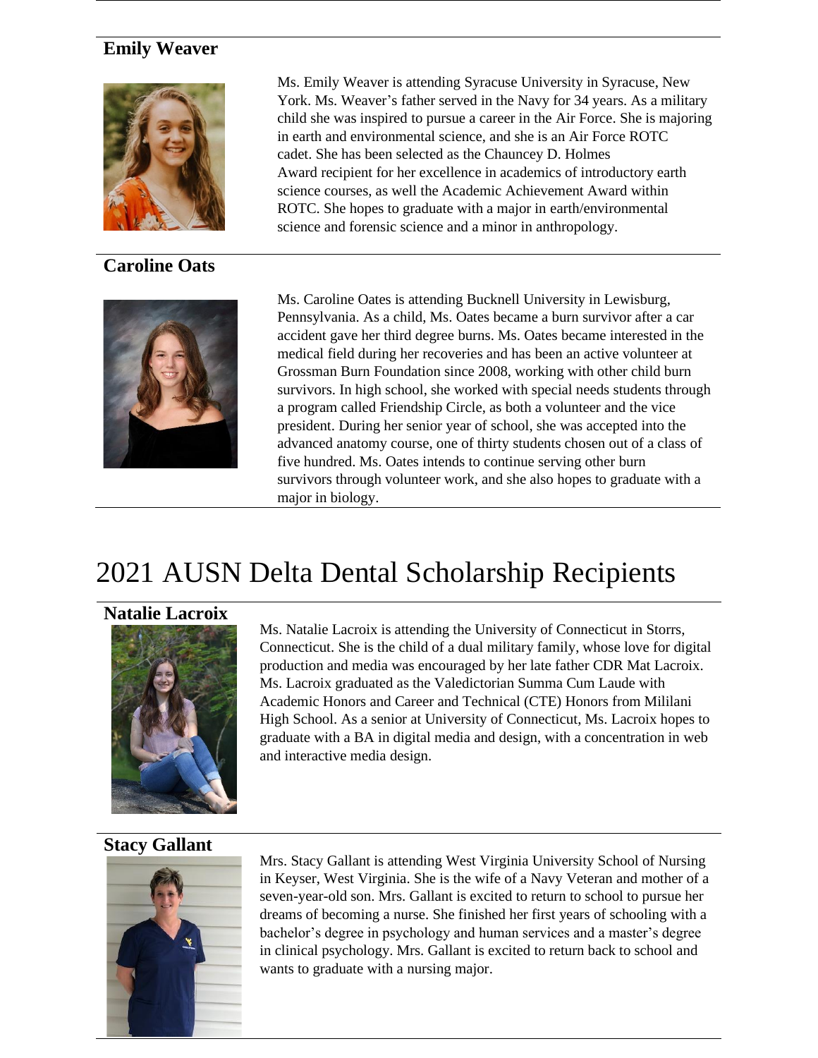### Emily Weaver

Ms. Emily Weaver is attending Syracuse University in Syracuse, New York. Ms. Weaver's father served in the Navy for 34 years. As a military child she was inspired to pursue a career in the Air Force. She is majoring in earth and environmental science, and she is an Air Force ROTC cadet. She has been selected as the Chauncey D. Holmes Award recipient for her excellence in academics of introductory earth science courses, as well the Academic Achievement Award within ROTC. She hopes to graduate with a major in earth/environmental science and forensic science and a minor in anthropology.

### Caroline Oats

Ms. Caroline Oates is attending Bucknell University in Lewisburg, Pennsylvania. As a child, Ms. Oates became a burn survivor after a car accident gave her third degree burns. Ms. Oates became interested in the medical field during her recoveries and has been an active volunteer at Grossman Burn Foundation since 2008, working with other child burn survivors. In high school, she worked with special needs students through a program called Friendship Circle, as both a volunteer and the vice president. During her senior year of school, she was accepted into the advanced anatomy course, one of thirty students chosen out of a class of five hundred. Ms. Oates intends to continue serving other burn survivors through volunteer work, and she also hopes to graduate with a major in biology.

# 2021 AUSN Delta Dental Scholarship Recipients

### Natalie Lacroix

Ms. Natalie Lacroix is attending the University of Connecticut in Storrs, Connecticut. She is the child of a dual military family, whose love for digital production and media was encouraged by her late father CDR Mat Lacroix. Ms. Lacroix graduated as the Valedictorian Summa Cum Laude with Academic Honors and Career and Technical (CTE) Honors from Mililani High School. As a senior at University of Connecticut, Ms. Lacroix hopes to graduate with a BA in digital media and design, with a concentration in web and interactive media design.

### Stacy Gallant

Mrs. Stacy Gallant is attending West Virginia University School of Nursing in Keyser, West Virginia. She is the wife of a Navy Veteran and mother of a seven-year-old son. Mrs. Gallant is excited to return to school to pursue her dreams of becoming a nurse. She finished her first years of schooling with a bachelor's degree in psychology and human services and a master's degree in clinical psychology. Mrs. Gallant is excited to return back to school and wants to graduate with a nursing major.